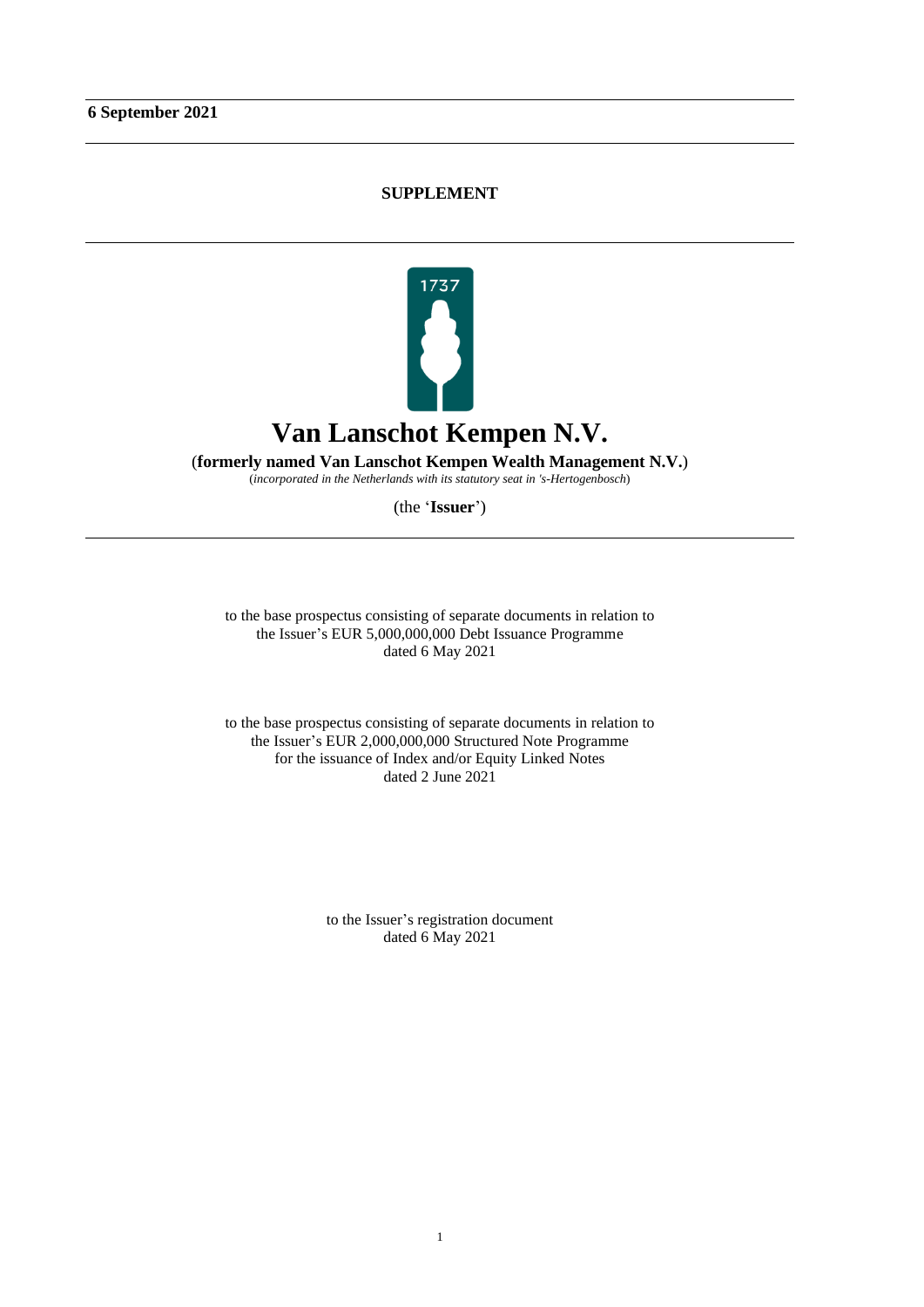**6 September 2021**

**SUPPLEMENT**

# Van Lanschot Kempen N.V.

(**formerly named Van Lanschot Kempen Wealth Management N.V.**)
(*incorporated in the Netherlands with its statutory seat in 's-Hertogenbosch*)

(the '**Issuer**')

to the base prospectus consisting of separate documents in relation to
the Issuer's EUR 5,000,000,000 Debt Issuance Programme
dated 6 May 2021

to the base prospectus consisting of separate documents in relation to
the Issuer's EUR 2,000,000,000 Structured Note Programme
for the issuance of Index and/or Equity Linked Notes
dated 2 June 2021

to the Issuer's registration document
dated 6 May 2021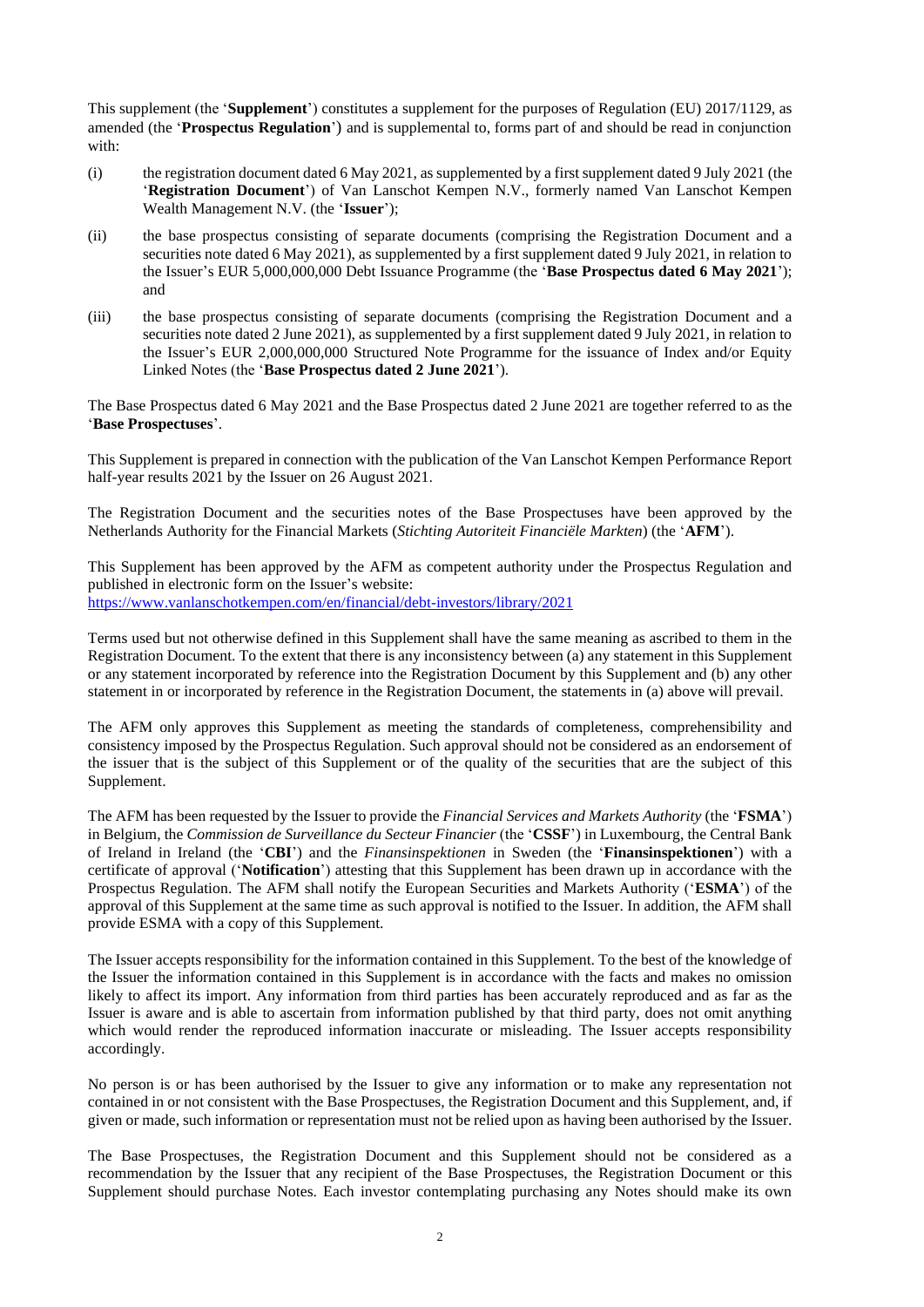This supplement (the '**Supplement**') constitutes a supplement for the purposes of Regulation (EU) 2017/1129, as amended (the '**Prospectus Regulation**') and is supplemental to, forms part of and should be read in conjunction with:

(i) the registration document dated 6 May 2021, as supplemented by a first supplement dated 9 July 2021 (the '**Registration Document**') of Van Lanschot Kempen N.V., formerly named Van Lanschot Kempen Wealth Management N.V. (the '**Issuer**');

(ii) the base prospectus consisting of separate documents (comprising the Registration Document and a securities note dated 6 May 2021), as supplemented by a first supplement dated 9 July 2021, in relation to the Issuer's EUR 5,000,000,000 Debt Issuance Programme (the '**Base Prospectus dated 6 May 2021**'); and

(iii) the base prospectus consisting of separate documents (comprising the Registration Document and a securities note dated 2 June 2021), as supplemented by a first supplement dated 9 July 2021, in relation to the Issuer's EUR 2,000,000,000 Structured Note Programme for the issuance of Index and/or Equity Linked Notes (the '**Base Prospectus dated 2 June 2021**').

The Base Prospectus dated 6 May 2021 and the Base Prospectus dated 2 June 2021 are together referred to as the '**Base Prospectuses**'.

This Supplement is prepared in connection with the publication of the Van Lanschot Kempen Performance Report half-year results 2021 by the Issuer on 26 August 2021.

The Registration Document and the securities notes of the Base Prospectuses have been approved by the Netherlands Authority for the Financial Markets (*Stichting Autoriteit Financiële Markten*) (the '**AFM**').

This Supplement has been approved by the AFM as competent authority under the Prospectus Regulation and published in electronic form on the Issuer's website:
https://www.vanlanschotkempen.com/en/financial/debt-investors/library/2021

Terms used but not otherwise defined in this Supplement shall have the same meaning as ascribed to them in the Registration Document. To the extent that there is any inconsistency between (a) any statement in this Supplement or any statement incorporated by reference into the Registration Document by this Supplement and (b) any other statement in or incorporated by reference in the Registration Document, the statements in (a) above will prevail.

The AFM only approves this Supplement as meeting the standards of completeness, comprehensibility and consistency imposed by the Prospectus Regulation. Such approval should not be considered as an endorsement of the issuer that is the subject of this Supplement or of the quality of the securities that are the subject of this Supplement.

The AFM has been requested by the Issuer to provide the *Financial Services and Markets Authority* (the '**FSMA**') in Belgium, the *Commission de Surveillance du Secteur Financier* (the '**CSSF**') in Luxembourg, the Central Bank of Ireland in Ireland (the '**CBI**') and the *Finansinspektionen* in Sweden (the '**Finansinspektionen**') with a certificate of approval ('**Notification**') attesting that this Supplement has been drawn up in accordance with the Prospectus Regulation. The AFM shall notify the European Securities and Markets Authority ('**ESMA**') of the approval of this Supplement at the same time as such approval is notified to the Issuer. In addition, the AFM shall provide ESMA with a copy of this Supplement.

The Issuer accepts responsibility for the information contained in this Supplement. To the best of the knowledge of the Issuer the information contained in this Supplement is in accordance with the facts and makes no omission likely to affect its import. Any information from third parties has been accurately reproduced and as far as the Issuer is aware and is able to ascertain from information published by that third party, does not omit anything which would render the reproduced information inaccurate or misleading. The Issuer accepts responsibility accordingly.

No person is or has been authorised by the Issuer to give any information or to make any representation not contained in or not consistent with the Base Prospectuses, the Registration Document and this Supplement, and, if given or made, such information or representation must not be relied upon as having been authorised by the Issuer.

The Base Prospectuses, the Registration Document and this Supplement should not be considered as a recommendation by the Issuer that any recipient of the Base Prospectuses, the Registration Document or this Supplement should purchase Notes. Each investor contemplating purchasing any Notes should make its own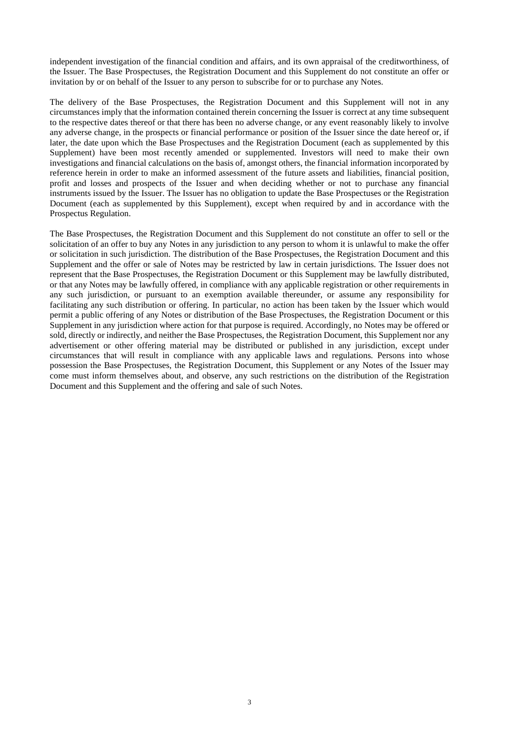independent investigation of the financial condition and affairs, and its own appraisal of the creditworthiness, of the Issuer. The Base Prospectuses, the Registration Document and this Supplement do not constitute an offer or invitation by or on behalf of the Issuer to any person to subscribe for or to purchase any Notes.

The delivery of the Base Prospectuses, the Registration Document and this Supplement will not in any circumstances imply that the information contained therein concerning the Issuer is correct at any time subsequent to the respective dates thereof or that there has been no adverse change, or any event reasonably likely to involve any adverse change, in the prospects or financial performance or position of the Issuer since the date hereof or, if later, the date upon which the Base Prospectuses and the Registration Document (each as supplemented by this Supplement) have been most recently amended or supplemented. Investors will need to make their own investigations and financial calculations on the basis of, amongst others, the financial information incorporated by reference herein in order to make an informed assessment of the future assets and liabilities, financial position, profit and losses and prospects of the Issuer and when deciding whether or not to purchase any financial instruments issued by the Issuer. The Issuer has no obligation to update the Base Prospectuses or the Registration Document (each as supplemented by this Supplement), except when required by and in accordance with the Prospectus Regulation.

The Base Prospectuses, the Registration Document and this Supplement do not constitute an offer to sell or the solicitation of an offer to buy any Notes in any jurisdiction to any person to whom it is unlawful to make the offer or solicitation in such jurisdiction. The distribution of the Base Prospectuses, the Registration Document and this Supplement and the offer or sale of Notes may be restricted by law in certain jurisdictions. The Issuer does not represent that the Base Prospectuses, the Registration Document or this Supplement may be lawfully distributed, or that any Notes may be lawfully offered, in compliance with any applicable registration or other requirements in any such jurisdiction, or pursuant to an exemption available thereunder, or assume any responsibility for facilitating any such distribution or offering. In particular, no action has been taken by the Issuer which would permit a public offering of any Notes or distribution of the Base Prospectuses, the Registration Document or this Supplement in any jurisdiction where action for that purpose is required. Accordingly, no Notes may be offered or sold, directly or indirectly, and neither the Base Prospectuses, the Registration Document, this Supplement nor any advertisement or other offering material may be distributed or published in any jurisdiction, except under circumstances that will result in compliance with any applicable laws and regulations. Persons into whose possession the Base Prospectuses, the Registration Document, this Supplement or any Notes of the Issuer may come must inform themselves about, and observe, any such restrictions on the distribution of the Registration Document and this Supplement and the offering and sale of such Notes.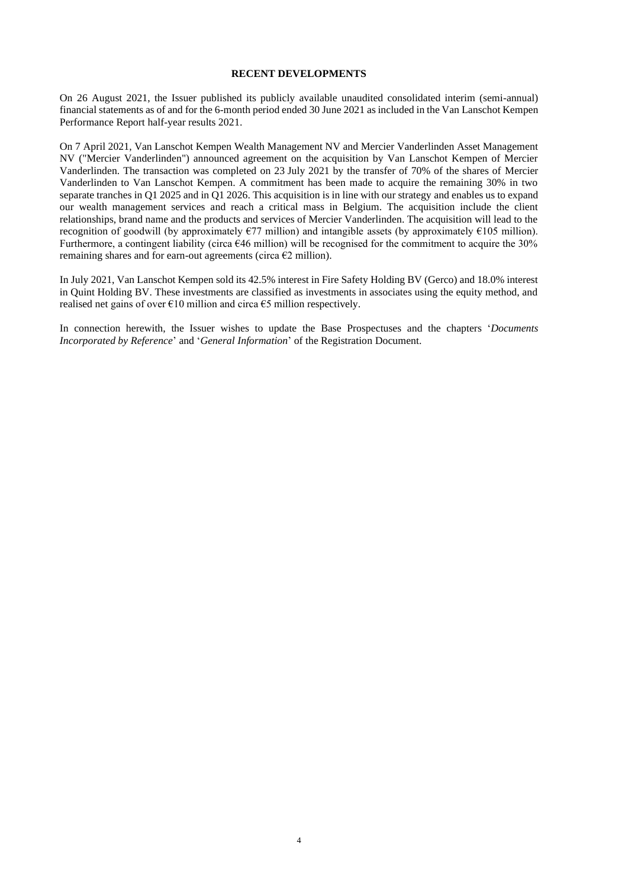## RECENT DEVELOPMENTS

On 26 August 2021, the Issuer published its publicly available unaudited consolidated interim (semi-annual) financial statements as of and for the 6-month period ended 30 June 2021 as included in the Van Lanschot Kempen Performance Report half-year results 2021.

On 7 April 2021, Van Lanschot Kempen Wealth Management NV and Mercier Vanderlinden Asset Management NV ("Mercier Vanderlinden") announced agreement on the acquisition by Van Lanschot Kempen of Mercier Vanderlinden. The transaction was completed on 23 July 2021 by the transfer of 70% of the shares of Mercier Vanderlinden to Van Lanschot Kempen. A commitment has been made to acquire the remaining 30% in two separate tranches in Q1 2025 and in Q1 2026. This acquisition is in line with our strategy and enables us to expand our wealth management services and reach a critical mass in Belgium. The acquisition include the client relationships, brand name and the products and services of Mercier Vanderlinden. The acquisition will lead to the recognition of goodwill (by approximately €77 million) and intangible assets (by approximately €105 million). Furthermore, a contingent liability (circa €46 million) will be recognised for the commitment to acquire the 30% remaining shares and for earn-out agreements (circa €2 million).

In July 2021, Van Lanschot Kempen sold its 42.5% interest in Fire Safety Holding BV (Gerco) and 18.0% interest in Quint Holding BV. These investments are classified as investments in associates using the equity method, and realised net gains of over €10 million and circa €5 million respectively.

In connection herewith, the Issuer wishes to update the Base Prospectuses and the chapters '*Documents Incorporated by Reference*' and '*General Information*' of the Registration Document.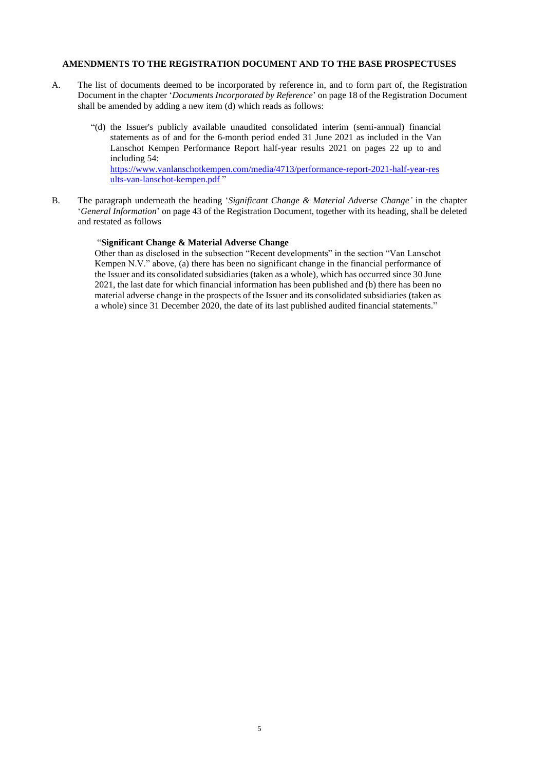**AMENDMENTS TO THE REGISTRATION DOCUMENT AND TO THE BASE PROSPECTUSES**

A. The list of documents deemed to be incorporated by reference in, and to form part of, the Registration Document in the chapter '*Documents Incorporated by Reference*' on page 18 of the Registration Document shall be amended by adding a new item (d) which reads as follows:

> "(d) the Issuer's publicly available unaudited consolidated interim (semi-annual) financial statements as of and for the 6-month period ended 31 June 2021 as included in the Van Lanschot Kempen Performance Report half-year results 2021 on pages 22 up to and including 54: https://www.vanlanschotkempen.com/media/4713/performance-report-2021-half-year-results-van-lanschot-kempen.pdf "

B. The paragraph underneath the heading '*Significant Change & Material Adverse Change'* in the chapter '*General Information*' on page 43 of the Registration Document, together with its heading, shall be deleted and restated as follows

> "**Significant Change & Material Adverse Change**
>
> Other than as disclosed in the subsection "Recent developments" in the section "Van Lanschot Kempen N.V." above, (a) there has been no significant change in the financial performance of the Issuer and its consolidated subsidiaries (taken as a whole), which has occurred since 30 June 2021, the last date for which financial information has been published and (b) there has been no material adverse change in the prospects of the Issuer and its consolidated subsidiaries (taken as a whole) since 31 December 2020, the date of its last published audited financial statements."